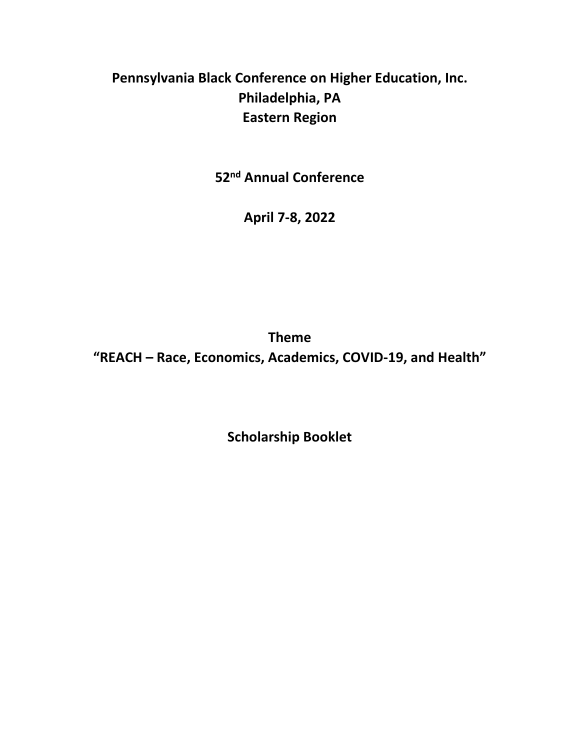# Pennsylvania Black Conference on Higher Education, Inc.
## Philadelphia, PA
## Eastern Region

**52nd Annual Conference**

**April 7-8, 2022**

**Theme**

**“REACH – Race, Economics, Academics, COVID-19, and Health”**

**Scholarship Booklet**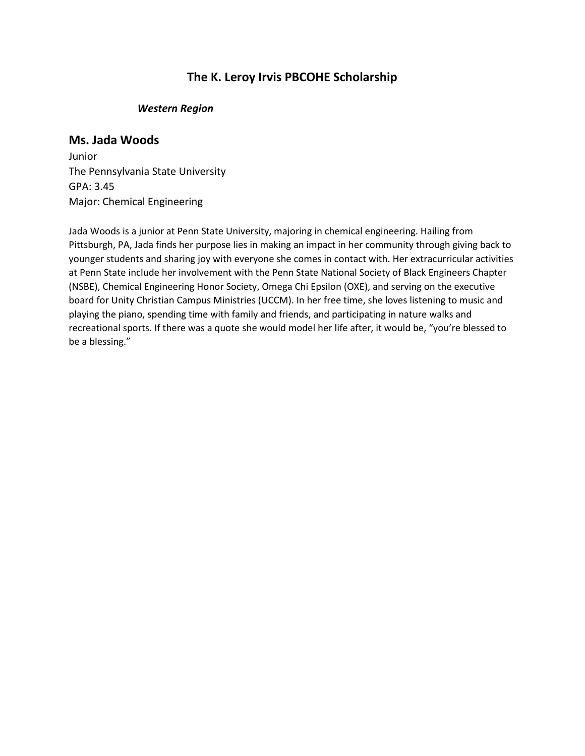## The K. Leroy Irvis PBCOHE Scholarship

***Western Region***

### Ms. Jada Woods

Junior
The Pennsylvania State University
GPA: 3.45
Major: Chemical Engineering

Jada Woods is a junior at Penn State University, majoring in chemical engineering. Hailing from Pittsburgh, PA, Jada finds her purpose lies in making an impact in her community through giving back to younger students and sharing joy with everyone she comes in contact with. Her extracurricular activities at Penn State include her involvement with the Penn State National Society of Black Engineers Chapter (NSBE), Chemical Engineering Honor Society, Omega Chi Epsilon (OXE), and serving on the executive board for Unity Christian Campus Ministries (UCCM). In her free time, she loves listening to music and playing the piano, spending time with family and friends, and participating in nature walks and recreational sports. If there was a quote she would model her life after, it would be, "you're blessed to be a blessing."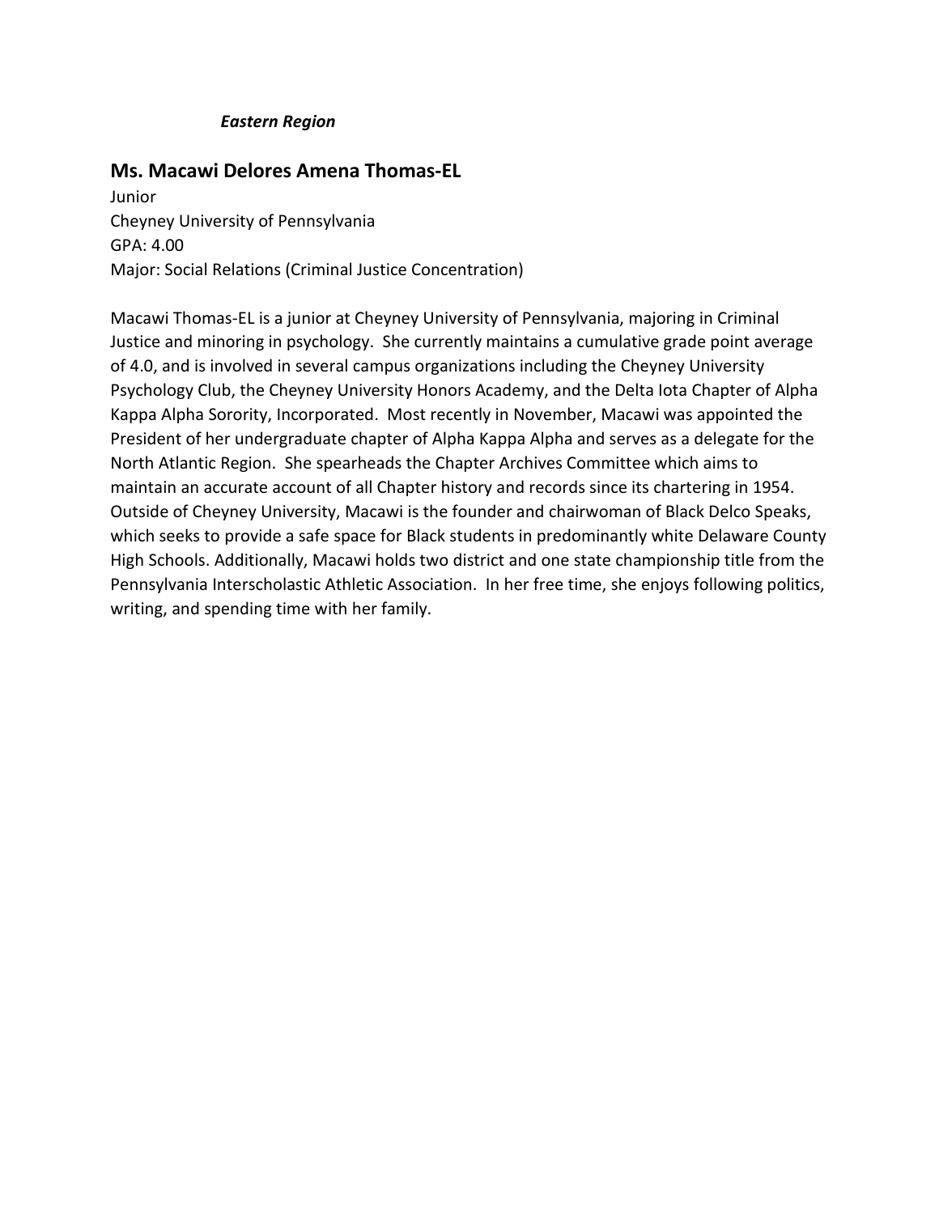*Eastern Region*

## Ms. Macawi Delores Amena Thomas-EL

Junior
Cheyney University of Pennsylvania
GPA: 4.00
Major: Social Relations (Criminal Justice Concentration)

Macawi Thomas-EL is a junior at Cheyney University of Pennsylvania, majoring in Criminal Justice and minoring in psychology. She currently maintains a cumulative grade point average of 4.0, and is involved in several campus organizations including the Cheyney University Psychology Club, the Cheyney University Honors Academy, and the Delta Iota Chapter of Alpha Kappa Alpha Sorority, Incorporated. Most recently in November, Macawi was appointed the President of her undergraduate chapter of Alpha Kappa Alpha and serves as a delegate for the North Atlantic Region. She spearheads the Chapter Archives Committee which aims to maintain an accurate account of all Chapter history and records since its chartering in 1954. Outside of Cheyney University, Macawi is the founder and chairwoman of Black Delco Speaks, which seeks to provide a safe space for Black students in predominantly white Delaware County High Schools. Additionally, Macawi holds two district and one state championship title from the Pennsylvania Interscholastic Athletic Association. In her free time, she enjoys following politics, writing, and spending time with her family.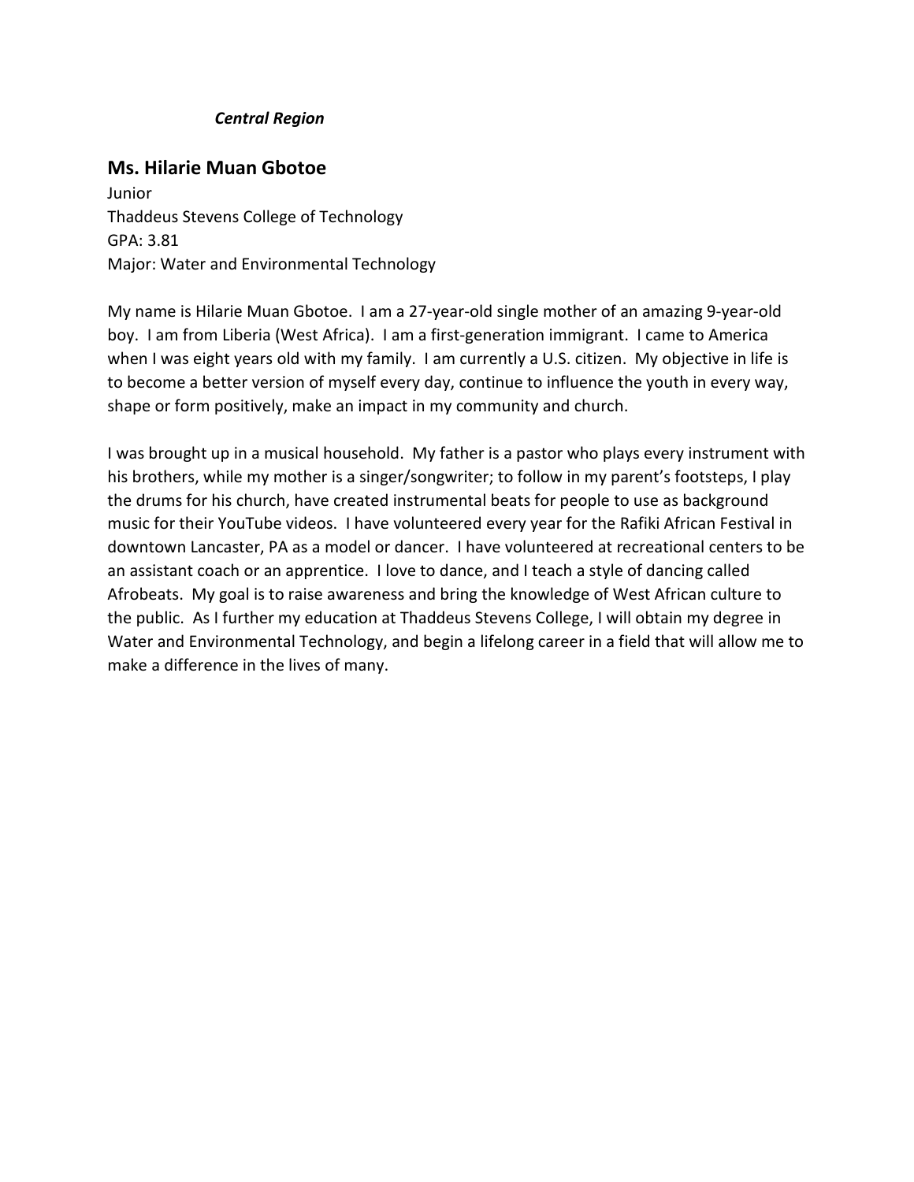***Central Region***

## Ms. Hilarie Muan Gbotoe

Junior
Thaddeus Stevens College of Technology
GPA: 3.81
Major: Water and Environmental Technology

My name is Hilarie Muan Gbotoe. I am a 27-year-old single mother of an amazing 9-year-old boy. I am from Liberia (West Africa). I am a first-generation immigrant. I came to America when I was eight years old with my family. I am currently a U.S. citizen. My objective in life is to become a better version of myself every day, continue to influence the youth in every way, shape or form positively, make an impact in my community and church.

I was brought up in a musical household. My father is a pastor who plays every instrument with his brothers, while my mother is a singer/songwriter; to follow in my parent's footsteps, I play the drums for his church, have created instrumental beats for people to use as background music for their YouTube videos. I have volunteered every year for the Rafiki African Festival in downtown Lancaster, PA as a model or dancer. I have volunteered at recreational centers to be an assistant coach or an apprentice. I love to dance, and I teach a style of dancing called Afrobeats. My goal is to raise awareness and bring the knowledge of West African culture to the public. As I further my education at Thaddeus Stevens College, I will obtain my degree in Water and Environmental Technology, and begin a lifelong career in a field that will allow me to make a difference in the lives of many.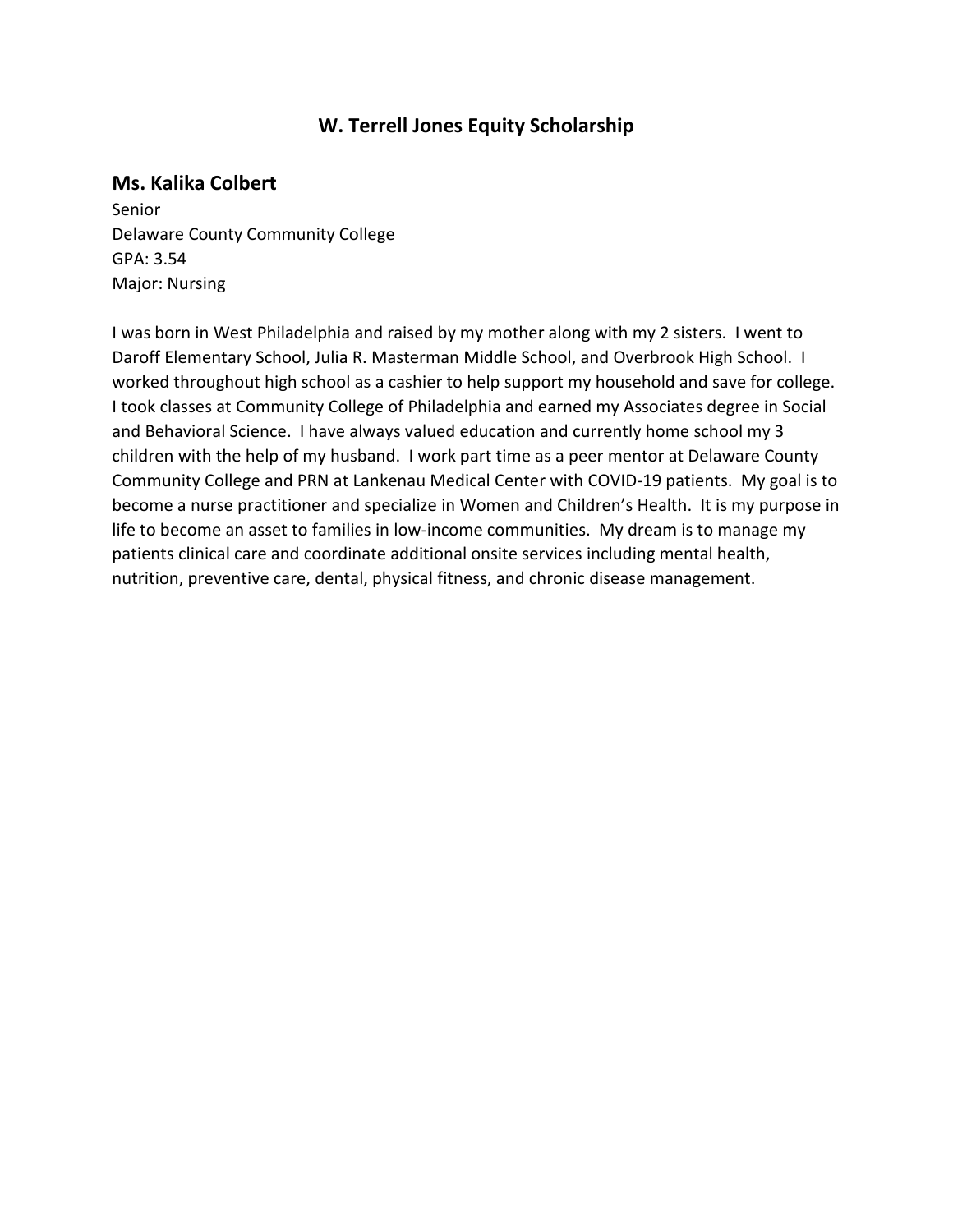## W. Terrell Jones Equity Scholarship

### Ms. Kalika Colbert

Senior
Delaware County Community College
GPA: 3.54
Major: Nursing

I was born in West Philadelphia and raised by my mother along with my 2 sisters. I went to Daroff Elementary School, Julia R. Masterman Middle School, and Overbrook High School. I worked throughout high school as a cashier to help support my household and save for college. I took classes at Community College of Philadelphia and earned my Associates degree in Social and Behavioral Science. I have always valued education and currently home school my 3 children with the help of my husband. I work part time as a peer mentor at Delaware County Community College and PRN at Lankenau Medical Center with COVID-19 patients. My goal is to become a nurse practitioner and specialize in Women and Children's Health. It is my purpose in life to become an asset to families in low-income communities. My dream is to manage my patients clinical care and coordinate additional onsite services including mental health, nutrition, preventive care, dental, physical fitness, and chronic disease management.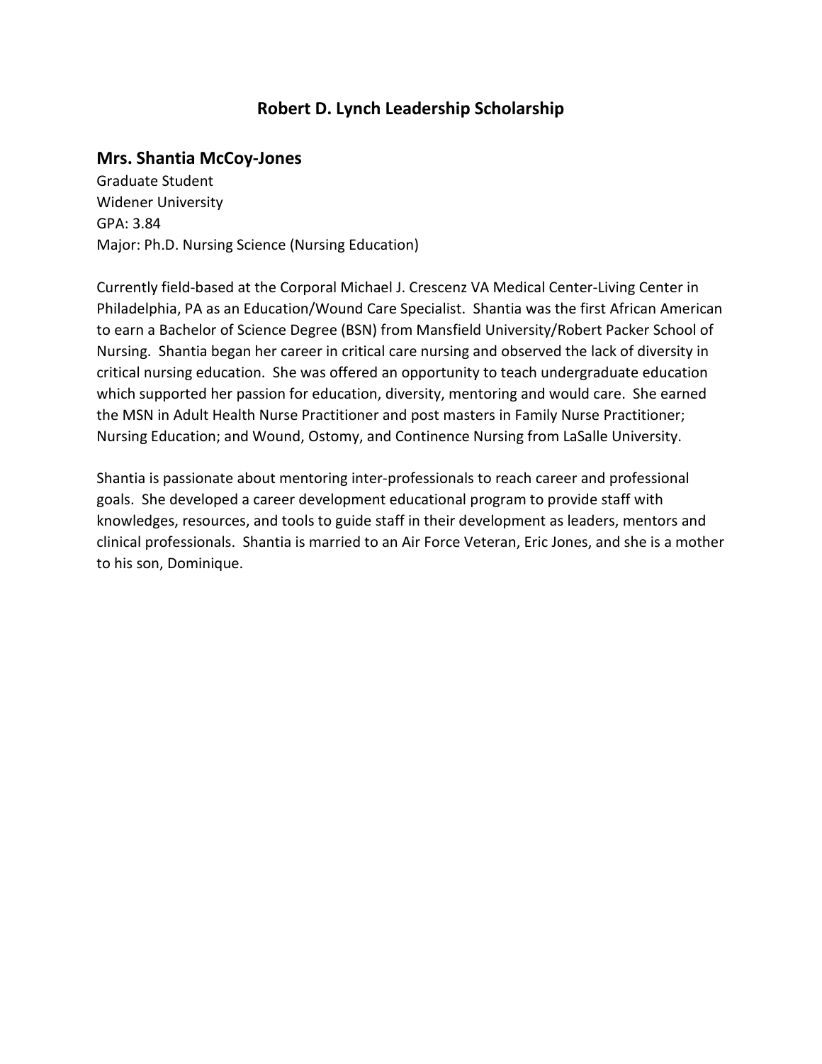## Robert D. Lynch Leadership Scholarship

### Mrs. Shantia McCoy-Jones

Graduate Student
Widener University
GPA: 3.84
Major: Ph.D. Nursing Science (Nursing Education)

Currently field-based at the Corporal Michael J. Crescenz VA Medical Center-Living Center in Philadelphia, PA as an Education/Wound Care Specialist. Shantia was the first African American to earn a Bachelor of Science Degree (BSN) from Mansfield University/Robert Packer School of Nursing. Shantia began her career in critical care nursing and observed the lack of diversity in critical nursing education. She was offered an opportunity to teach undergraduate education which supported her passion for education, diversity, mentoring and would care. She earned the MSN in Adult Health Nurse Practitioner and post masters in Family Nurse Practitioner; Nursing Education; and Wound, Ostomy, and Continence Nursing from LaSalle University.

Shantia is passionate about mentoring inter-professionals to reach career and professional goals. She developed a career development educational program to provide staff with knowledges, resources, and tools to guide staff in their development as leaders, mentors and clinical professionals. Shantia is married to an Air Force Veteran, Eric Jones, and she is a mother to his son, Dominique.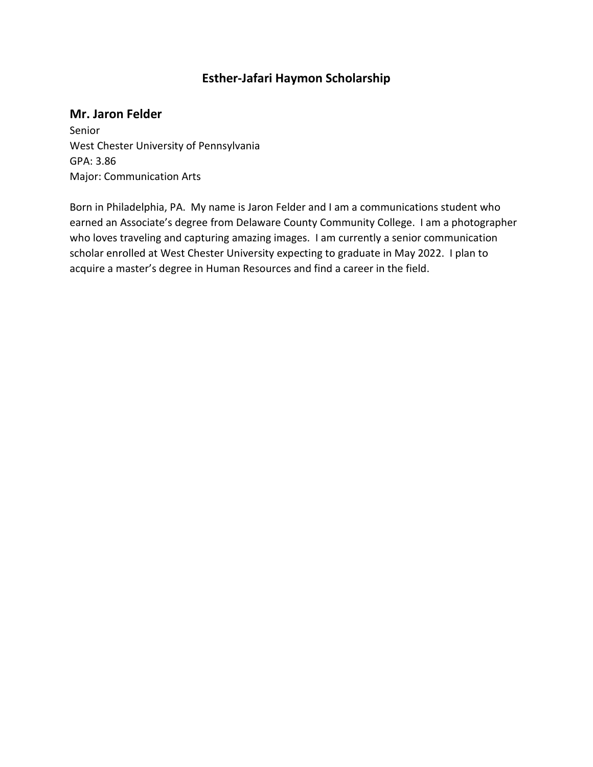## Esther-Jafari Haymon Scholarship

### Mr. Jaron Felder

Senior
West Chester University of Pennsylvania
GPA: 3.86
Major: Communication Arts

Born in Philadelphia, PA. My name is Jaron Felder and I am a communications student who earned an Associate's degree from Delaware County Community College. I am a photographer who loves traveling and capturing amazing images. I am currently a senior communication scholar enrolled at West Chester University expecting to graduate in May 2022. I plan to acquire a master's degree in Human Resources and find a career in the field.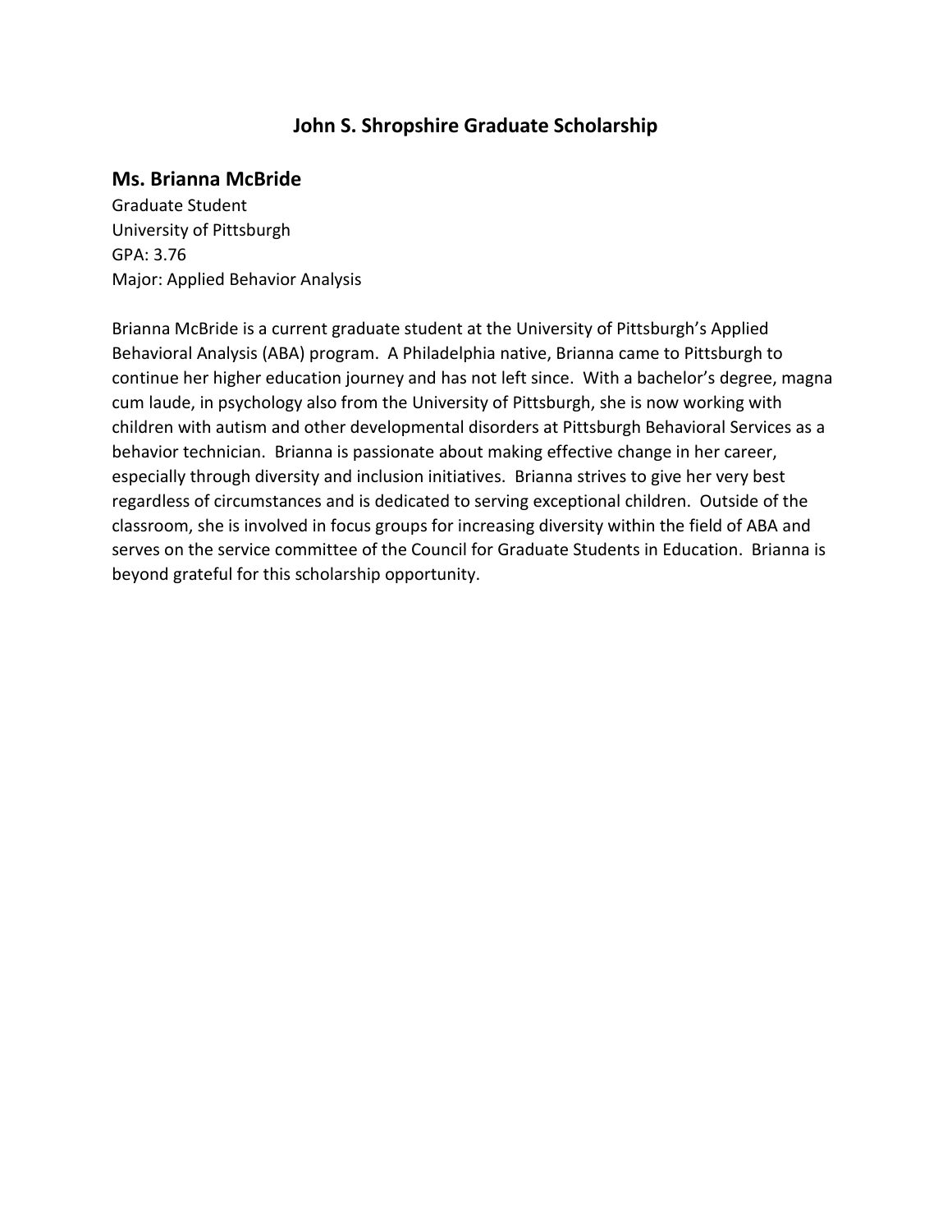## John S. Shropshire Graduate Scholarship

### Ms. Brianna McBride

Graduate Student
University of Pittsburgh
GPA: 3.76
Major: Applied Behavior Analysis

Brianna McBride is a current graduate student at the University of Pittsburgh's Applied Behavioral Analysis (ABA) program. A Philadelphia native, Brianna came to Pittsburgh to continue her higher education journey and has not left since. With a bachelor's degree, magna cum laude, in psychology also from the University of Pittsburgh, she is now working with children with autism and other developmental disorders at Pittsburgh Behavioral Services as a behavior technician. Brianna is passionate about making effective change in her career, especially through diversity and inclusion initiatives. Brianna strives to give her very best regardless of circumstances and is dedicated to serving exceptional children. Outside of the classroom, she is involved in focus groups for increasing diversity within the field of ABA and serves on the service committee of the Council for Graduate Students in Education. Brianna is beyond grateful for this scholarship opportunity.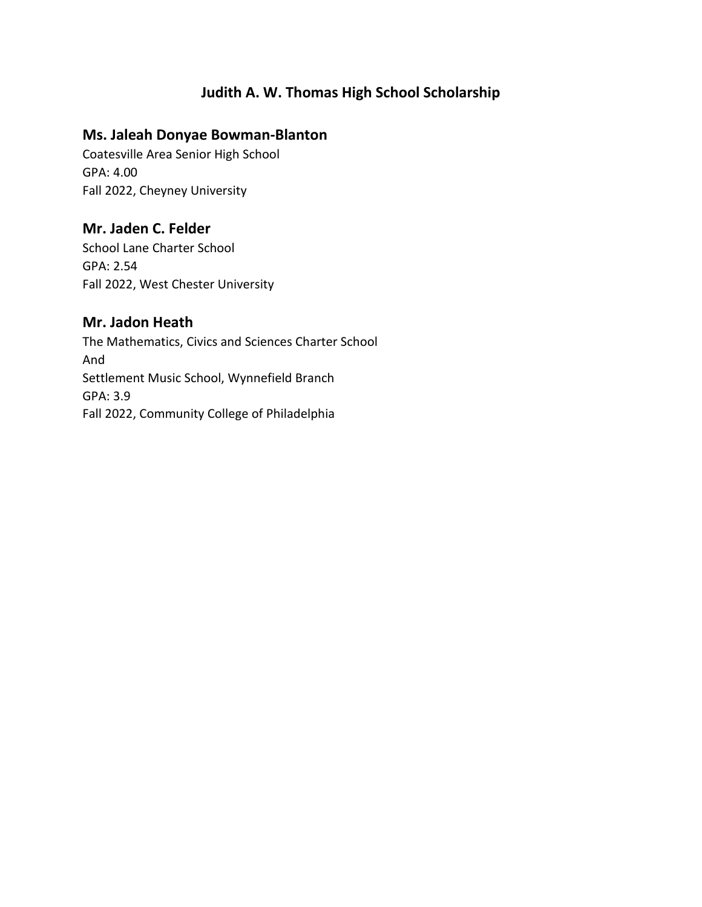## Judith A. W. Thomas High School Scholarship

### Ms. Jaleah Donyae Bowman-Blanton

Coatesville Area Senior High School
GPA: 4.00
Fall 2022, Cheyney University

### Mr. Jaden C. Felder

School Lane Charter School
GPA: 2.54
Fall 2022, West Chester University

### Mr. Jadon Heath

The Mathematics, Civics and Sciences Charter School
And
Settlement Music School, Wynnefield Branch
GPA: 3.9
Fall 2022, Community College of Philadelphia